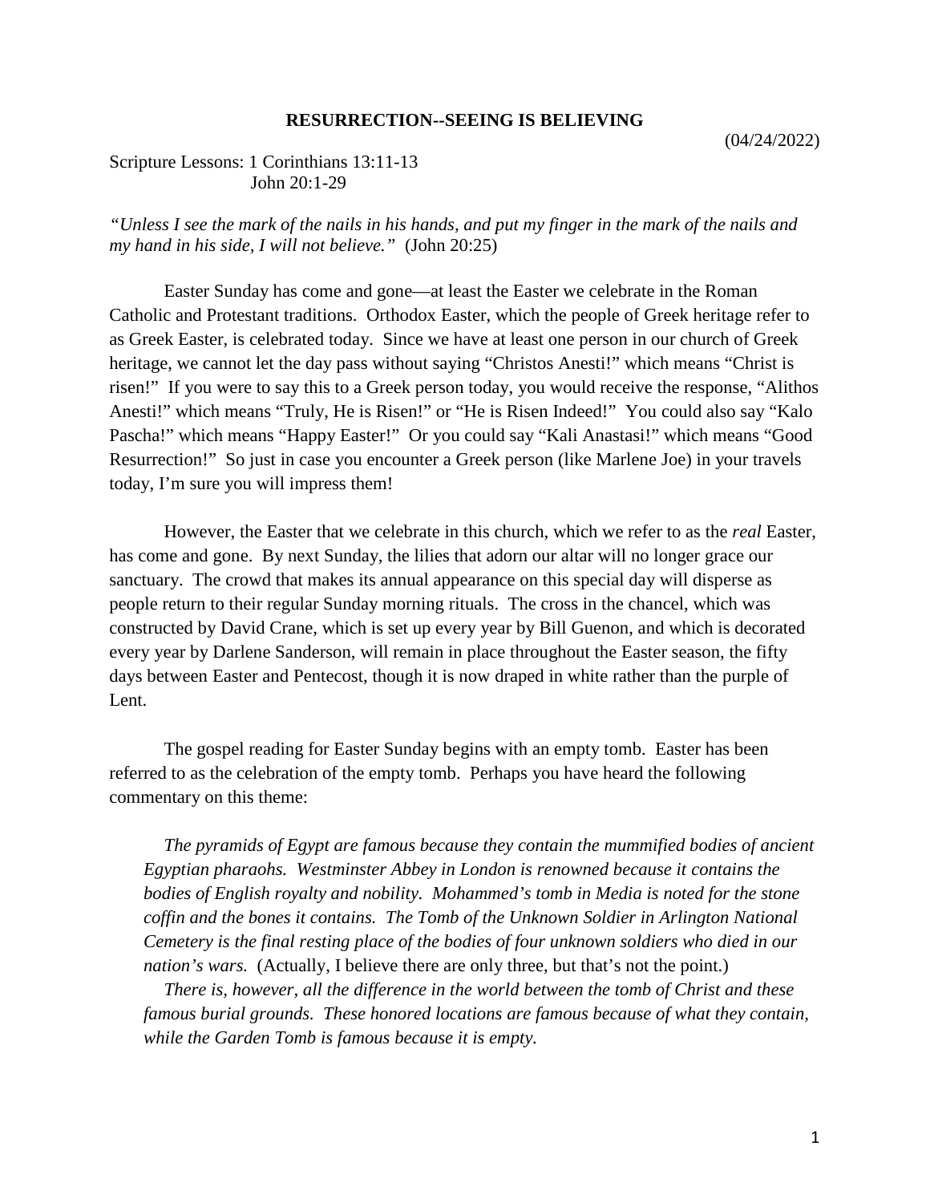# RESURRECTION--SEEING IS BELIEVING

(04/24/2022)

Scripture Lessons: 1 Corinthians 13:11-13
John 20:1-29

*"Unless I see the mark of the nails in his hands, and put my finger in the mark of the nails and my hand in his side, I will not believe."* (John 20:25)

Easter Sunday has come and gone—at least the Easter we celebrate in the Roman Catholic and Protestant traditions. Orthodox Easter, which the people of Greek heritage refer to as Greek Easter, is celebrated today. Since we have at least one person in our church of Greek heritage, we cannot let the day pass without saying "Christos Anesti!" which means "Christ is risen!" If you were to say this to a Greek person today, you would receive the response, "Alithos Anesti!" which means "Truly, He is Risen!" or "He is Risen Indeed!" You could also say "Kalo Pascha!" which means "Happy Easter!" Or you could say "Kali Anastasi!" which means "Good Resurrection!" So just in case you encounter a Greek person (like Marlene Joe) in your travels today, I'm sure you will impress them!

However, the Easter that we celebrate in this church, which we refer to as the *real* Easter, has come and gone. By next Sunday, the lilies that adorn our altar will no longer grace our sanctuary. The crowd that makes its annual appearance on this special day will disperse as people return to their regular Sunday morning rituals. The cross in the chancel, which was constructed by David Crane, which is set up every year by Bill Guenon, and which is decorated every year by Darlene Sanderson, will remain in place throughout the Easter season, the fifty days between Easter and Pentecost, though it is now draped in white rather than the purple of Lent.

The gospel reading for Easter Sunday begins with an empty tomb. Easter has been referred to as the celebration of the empty tomb. Perhaps you have heard the following commentary on this theme:

> *The pyramids of Egypt are famous because they contain the mummified bodies of ancient Egyptian pharaohs. Westminster Abbey in London is renowned because it contains the bodies of English royalty and nobility. Mohammed's tomb in Media is noted for the stone coffin and the bones it contains. The Tomb of the Unknown Soldier in Arlington National Cemetery is the final resting place of the bodies of four unknown soldiers who died in our nation's wars.* (Actually, I believe there are only three, but that's not the point.)
>
> *There is, however, all the difference in the world between the tomb of Christ and these famous burial grounds. These honored locations are famous because of what they contain, while the Garden Tomb is famous because it is empty.*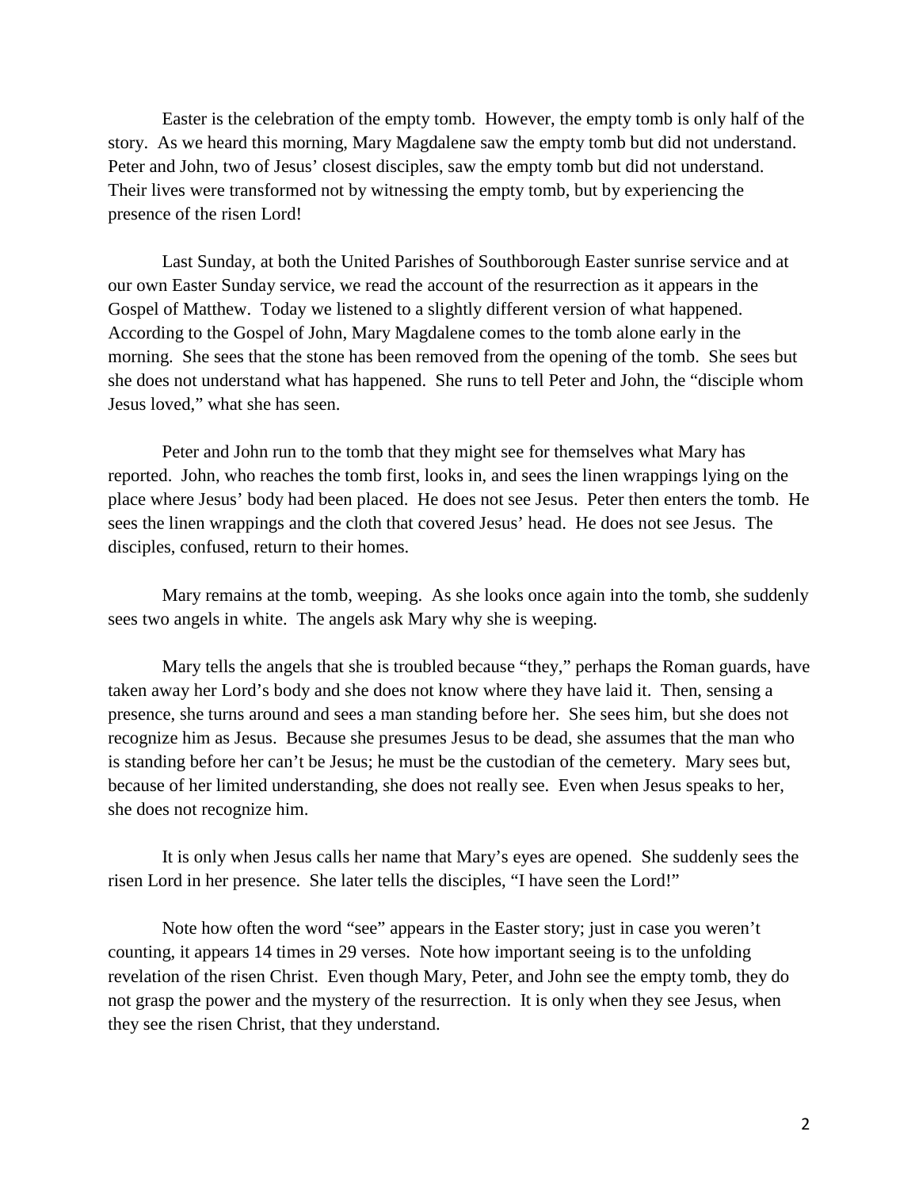Easter is the celebration of the empty tomb. However, the empty tomb is only half of the story. As we heard this morning, Mary Magdalene saw the empty tomb but did not understand. Peter and John, two of Jesus' closest disciples, saw the empty tomb but did not understand. Their lives were transformed not by witnessing the empty tomb, but by experiencing the presence of the risen Lord!

Last Sunday, at both the United Parishes of Southborough Easter sunrise service and at our own Easter Sunday service, we read the account of the resurrection as it appears in the Gospel of Matthew. Today we listened to a slightly different version of what happened. According to the Gospel of John, Mary Magdalene comes to the tomb alone early in the morning. She sees that the stone has been removed from the opening of the tomb. She sees but she does not understand what has happened. She runs to tell Peter and John, the "disciple whom Jesus loved," what she has seen.

Peter and John run to the tomb that they might see for themselves what Mary has reported. John, who reaches the tomb first, looks in, and sees the linen wrappings lying on the place where Jesus' body had been placed. He does not see Jesus. Peter then enters the tomb. He sees the linen wrappings and the cloth that covered Jesus' head. He does not see Jesus. The disciples, confused, return to their homes.

Mary remains at the tomb, weeping. As she looks once again into the tomb, she suddenly sees two angels in white. The angels ask Mary why she is weeping.

Mary tells the angels that she is troubled because "they," perhaps the Roman guards, have taken away her Lord's body and she does not know where they have laid it. Then, sensing a presence, she turns around and sees a man standing before her. She sees him, but she does not recognize him as Jesus. Because she presumes Jesus to be dead, she assumes that the man who is standing before her can't be Jesus; he must be the custodian of the cemetery. Mary sees but, because of her limited understanding, she does not really see. Even when Jesus speaks to her, she does not recognize him.

It is only when Jesus calls her name that Mary's eyes are opened. She suddenly sees the risen Lord in her presence. She later tells the disciples, "I have seen the Lord!"

Note how often the word "see" appears in the Easter story; just in case you weren't counting, it appears 14 times in 29 verses. Note how important seeing is to the unfolding revelation of the risen Christ. Even though Mary, Peter, and John see the empty tomb, they do not grasp the power and the mystery of the resurrection. It is only when they see Jesus, when they see the risen Christ, that they understand.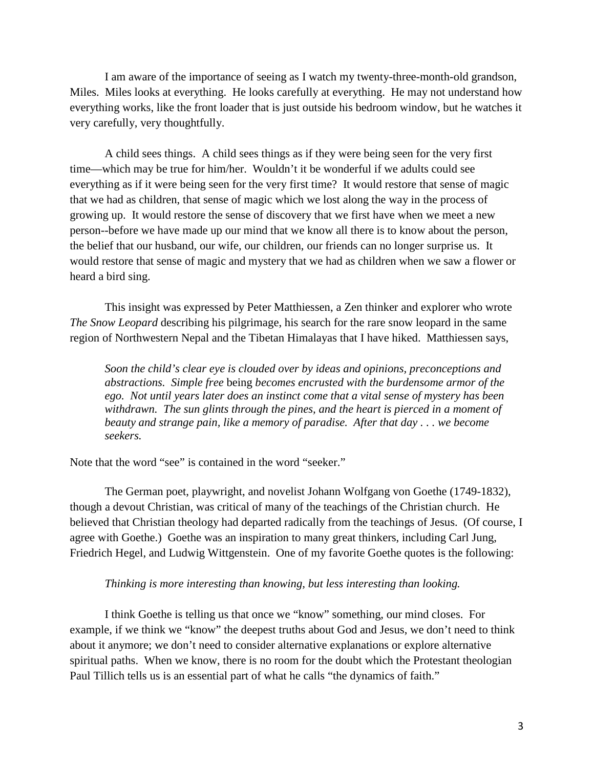I am aware of the importance of seeing as I watch my twenty-three-month-old grandson, Miles. Miles looks at everything. He looks carefully at everything. He may not understand how everything works, like the front loader that is just outside his bedroom window, but he watches it very carefully, very thoughtfully.

A child sees things. A child sees things as if they were being seen for the very first time—which may be true for him/her. Wouldn't it be wonderful if we adults could see everything as if it were being seen for the very first time? It would restore that sense of magic that we had as children, that sense of magic which we lost along the way in the process of growing up. It would restore the sense of discovery that we first have when we meet a new person--before we have made up our mind that we know all there is to know about the person, the belief that our husband, our wife, our children, our friends can no longer surprise us. It would restore that sense of magic and mystery that we had as children when we saw a flower or heard a bird sing.

This insight was expressed by Peter Matthiessen, a Zen thinker and explorer who wrote *The Snow Leopard* describing his pilgrimage, his search for the rare snow leopard in the same region of Northwestern Nepal and the Tibetan Himalayas that I have hiked. Matthiessen says,

> *Soon the child's clear eye is clouded over by ideas and opinions, preconceptions and abstractions. Simple free* being *becomes encrusted with the burdensome armor of the ego. Not until years later does an instinct come that a vital sense of mystery has been withdrawn. The sun glints through the pines, and the heart is pierced in a moment of beauty and strange pain, like a memory of paradise. After that day . . . we become seekers.*

Note that the word "see" is contained in the word "seeker."

The German poet, playwright, and novelist Johann Wolfgang von Goethe (1749-1832), though a devout Christian, was critical of many of the teachings of the Christian church. He believed that Christian theology had departed radically from the teachings of Jesus. (Of course, I agree with Goethe.) Goethe was an inspiration to many great thinkers, including Carl Jung, Friedrich Hegel, and Ludwig Wittgenstein. One of my favorite Goethe quotes is the following:

> *Thinking is more interesting than knowing, but less interesting than looking.*

I think Goethe is telling us that once we "know" something, our mind closes. For example, if we think we "know" the deepest truths about God and Jesus, we don't need to think about it anymore; we don't need to consider alternative explanations or explore alternative spiritual paths. When we know, there is no room for the doubt which the Protestant theologian Paul Tillich tells us is an essential part of what he calls "the dynamics of faith."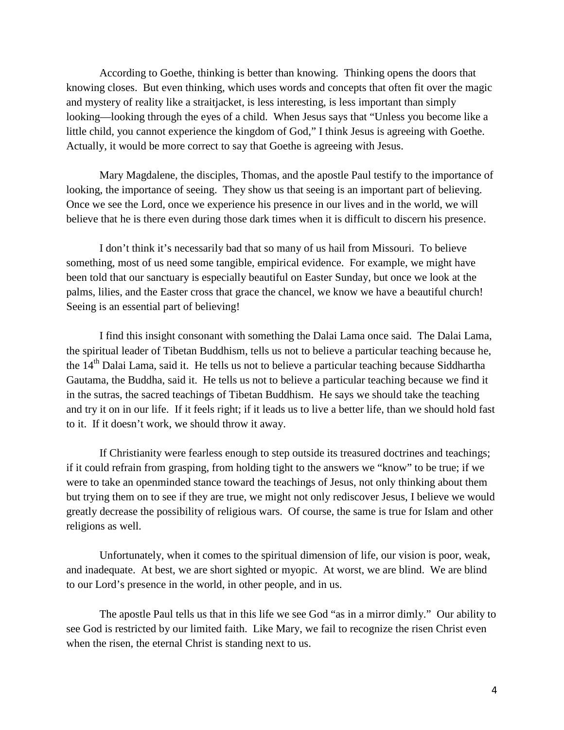According to Goethe, thinking is better than knowing. Thinking opens the doors that knowing closes. But even thinking, which uses words and concepts that often fit over the magic and mystery of reality like a straitjacket, is less interesting, is less important than simply looking—looking through the eyes of a child. When Jesus says that "Unless you become like a little child, you cannot experience the kingdom of God," I think Jesus is agreeing with Goethe. Actually, it would be more correct to say that Goethe is agreeing with Jesus.

Mary Magdalene, the disciples, Thomas, and the apostle Paul testify to the importance of looking, the importance of seeing. They show us that seeing is an important part of believing. Once we see the Lord, once we experience his presence in our lives and in the world, we will believe that he is there even during those dark times when it is difficult to discern his presence.

I don't think it's necessarily bad that so many of us hail from Missouri. To believe something, most of us need some tangible, empirical evidence. For example, we might have been told that our sanctuary is especially beautiful on Easter Sunday, but once we look at the palms, lilies, and the Easter cross that grace the chancel, we know we have a beautiful church! Seeing is an essential part of believing!

I find this insight consonant with something the Dalai Lama once said. The Dalai Lama, the spiritual leader of Tibetan Buddhism, tells us not to believe a particular teaching because he, the 14th Dalai Lama, said it. He tells us not to believe a particular teaching because Siddhartha Gautama, the Buddha, said it. He tells us not to believe a particular teaching because we find it in the sutras, the sacred teachings of Tibetan Buddhism. He says we should take the teaching and try it on in our life. If it feels right; if it leads us to live a better life, than we should hold fast to it. If it doesn't work, we should throw it away.

If Christianity were fearless enough to step outside its treasured doctrines and teachings; if it could refrain from grasping, from holding tight to the answers we "know" to be true; if we were to take an openminded stance toward the teachings of Jesus, not only thinking about them but trying them on to see if they are true, we might not only rediscover Jesus, I believe we would greatly decrease the possibility of religious wars. Of course, the same is true for Islam and other religions as well.

Unfortunately, when it comes to the spiritual dimension of life, our vision is poor, weak, and inadequate. At best, we are short sighted or myopic. At worst, we are blind. We are blind to our Lord's presence in the world, in other people, and in us.

The apostle Paul tells us that in this life we see God "as in a mirror dimly." Our ability to see God is restricted by our limited faith. Like Mary, we fail to recognize the risen Christ even when the risen, the eternal Christ is standing next to us.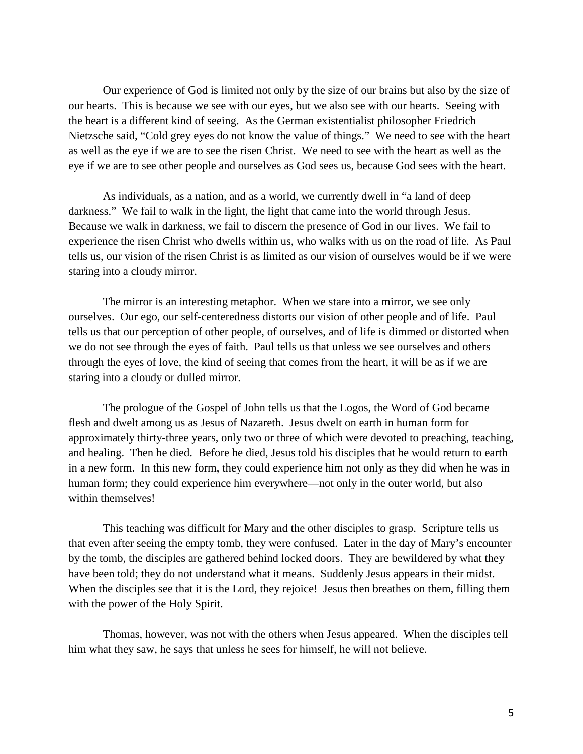Our experience of God is limited not only by the size of our brains but also by the size of our hearts. This is because we see with our eyes, but we also see with our hearts. Seeing with the heart is a different kind of seeing. As the German existentialist philosopher Friedrich Nietzsche said, "Cold grey eyes do not know the value of things." We need to see with the heart as well as the eye if we are to see the risen Christ. We need to see with the heart as well as the eye if we are to see other people and ourselves as God sees us, because God sees with the heart.

As individuals, as a nation, and as a world, we currently dwell in "a land of deep darkness." We fail to walk in the light, the light that came into the world through Jesus. Because we walk in darkness, we fail to discern the presence of God in our lives. We fail to experience the risen Christ who dwells within us, who walks with us on the road of life. As Paul tells us, our vision of the risen Christ is as limited as our vision of ourselves would be if we were staring into a cloudy mirror.

The mirror is an interesting metaphor. When we stare into a mirror, we see only ourselves. Our ego, our self-centeredness distorts our vision of other people and of life. Paul tells us that our perception of other people, of ourselves, and of life is dimmed or distorted when we do not see through the eyes of faith. Paul tells us that unless we see ourselves and others through the eyes of love, the kind of seeing that comes from the heart, it will be as if we are staring into a cloudy or dulled mirror.

The prologue of the Gospel of John tells us that the Logos, the Word of God became flesh and dwelt among us as Jesus of Nazareth. Jesus dwelt on earth in human form for approximately thirty-three years, only two or three of which were devoted to preaching, teaching, and healing. Then he died. Before he died, Jesus told his disciples that he would return to earth in a new form. In this new form, they could experience him not only as they did when he was in human form; they could experience him everywhere—not only in the outer world, but also within themselves!

This teaching was difficult for Mary and the other disciples to grasp. Scripture tells us that even after seeing the empty tomb, they were confused. Later in the day of Mary's encounter by the tomb, the disciples are gathered behind locked doors. They are bewildered by what they have been told; they do not understand what it means. Suddenly Jesus appears in their midst. When the disciples see that it is the Lord, they rejoice! Jesus then breathes on them, filling them with the power of the Holy Spirit.

Thomas, however, was not with the others when Jesus appeared. When the disciples tell him what they saw, he says that unless he sees for himself, he will not believe.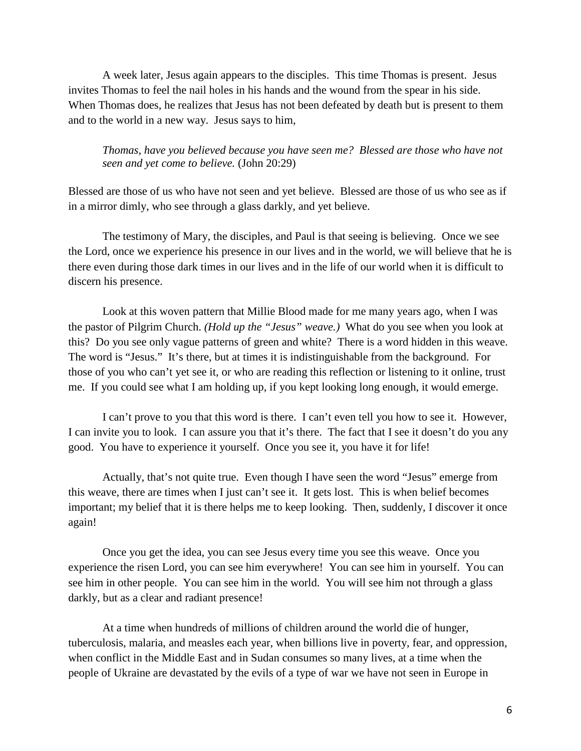A week later, Jesus again appears to the disciples. This time Thomas is present. Jesus invites Thomas to feel the nail holes in his hands and the wound from the spear in his side. When Thomas does, he realizes that Jesus has not been defeated by death but is present to them and to the world in a new way. Jesus says to him,

> *Thomas, have you believed because you have seen me? Blessed are those who have not seen and yet come to believe.* (John 20:29)

Blessed are those of us who have not seen and yet believe. Blessed are those of us who see as if in a mirror dimly, who see through a glass darkly, and yet believe.

The testimony of Mary, the disciples, and Paul is that seeing is believing. Once we see the Lord, once we experience his presence in our lives and in the world, we will believe that he is there even during those dark times in our lives and in the life of our world when it is difficult to discern his presence.

Look at this woven pattern that Millie Blood made for me many years ago, when I was the pastor of Pilgrim Church. *(Hold up the "Jesus" weave.)* What do you see when you look at this? Do you see only vague patterns of green and white? There is a word hidden in this weave. The word is "Jesus." It's there, but at times it is indistinguishable from the background. For those of you who can't yet see it, or who are reading this reflection or listening to it online, trust me. If you could see what I am holding up, if you kept looking long enough, it would emerge.

I can't prove to you that this word is there. I can't even tell you how to see it. However, I can invite you to look. I can assure you that it's there. The fact that I see it doesn't do you any good. You have to experience it yourself. Once you see it, you have it for life!

Actually, that's not quite true. Even though I have seen the word "Jesus" emerge from this weave, there are times when I just can't see it. It gets lost. This is when belief becomes important; my belief that it is there helps me to keep looking. Then, suddenly, I discover it once again!

Once you get the idea, you can see Jesus every time you see this weave. Once you experience the risen Lord, you can see him everywhere! You can see him in yourself. You can see him in other people. You can see him in the world. You will see him not through a glass darkly, but as a clear and radiant presence!

At a time when hundreds of millions of children around the world die of hunger, tuberculosis, malaria, and measles each year, when billions live in poverty, fear, and oppression, when conflict in the Middle East and in Sudan consumes so many lives, at a time when the people of Ukraine are devastated by the evils of a type of war we have not seen in Europe in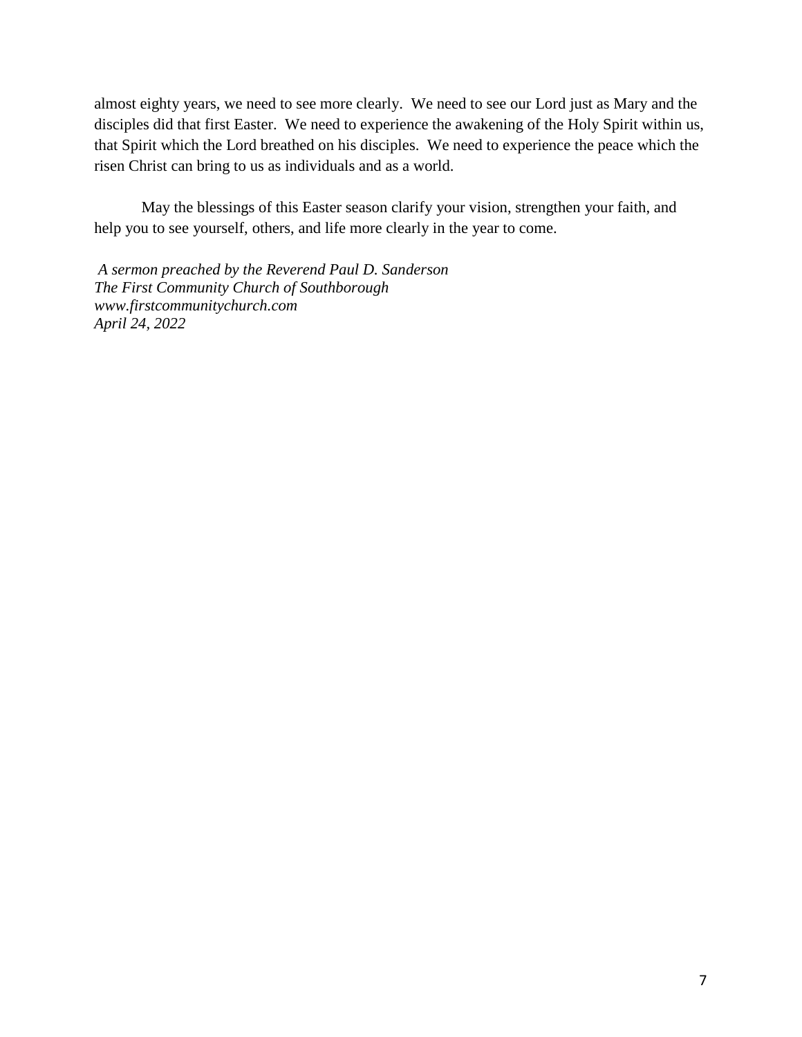almost eighty years, we need to see more clearly. We need to see our Lord just as Mary and the disciples did that first Easter. We need to experience the awakening of the Holy Spirit within us, that Spirit which the Lord breathed on his disciples. We need to experience the peace which the risen Christ can bring to us as individuals and as a world.

May the blessings of this Easter season clarify your vision, strengthen your faith, and help you to see yourself, others, and life more clearly in the year to come.

*A sermon preached by the Reverend Paul D. Sanderson*
*The First Community Church of Southborough*
*www.firstcommunitychurch.com*
*April 24, 2022*